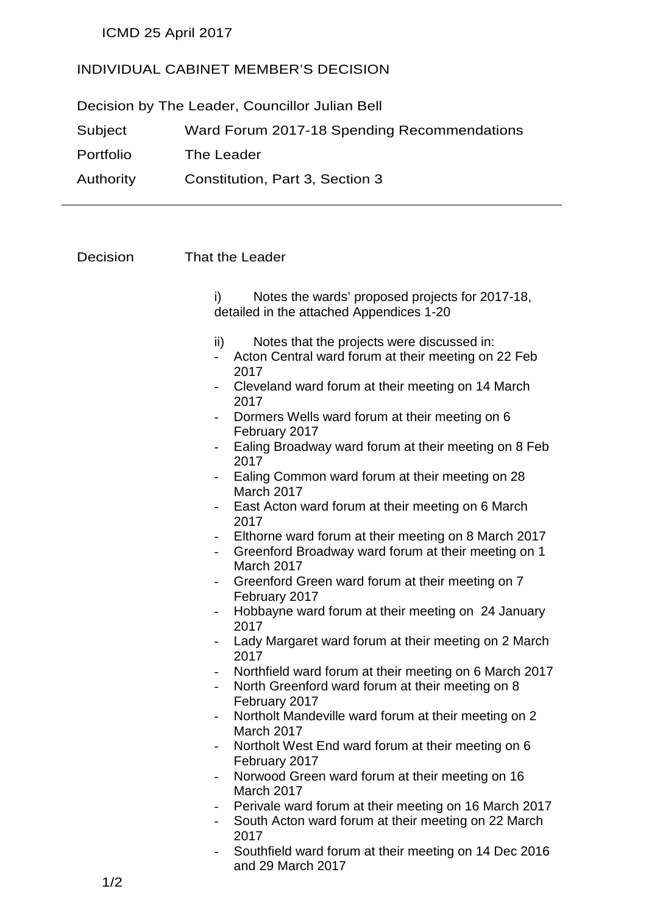ICMD 25 April 2017

INDIVIDUAL CABINET MEMBER'S DECISION

Decision by The Leader, Councillor Julian Bell

| | |
|---|---|
| Subject | Ward Forum 2017-18 Spending Recommendations |
| Portfolio | The Leader |
| Authority | Constitution, Part 3, Section 3 |

---

Decision That the Leader

i) Notes the wards' proposed projects for 2017-18, detailed in the attached Appendices 1-20

ii) Notes that the projects were discussed in:

- Acton Central ward forum at their meeting on 22 Feb 2017
- Cleveland ward forum at their meeting on 14 March 2017
- Dormers Wells ward forum at their meeting on 6 February 2017
- Ealing Broadway ward forum at their meeting on 8 Feb 2017
- Ealing Common ward forum at their meeting on 28 March 2017
- East Acton ward forum at their meeting on 6 March 2017
- Elthorne ward forum at their meeting on 8 March 2017
- Greenford Broadway ward forum at their meeting on 1 March 2017
- Greenford Green ward forum at their meeting on 7 February 2017
- Hobbayne ward forum at their meeting on 24 January 2017
- Lady Margaret ward forum at their meeting on 2 March 2017
- Northfield ward forum at their meeting on 6 March 2017
- North Greenford ward forum at their meeting on 8 February 2017
- Northolt Mandeville ward forum at their meeting on 2 March 2017
- Northolt West End ward forum at their meeting on 6 February 2017
- Norwood Green ward forum at their meeting on 16 March 2017
- Perivale ward forum at their meeting on 16 March 2017
- South Acton ward forum at their meeting on 22 March 2017
- Southfield ward forum at their meeting on 14 Dec 2016 and 29 March 2017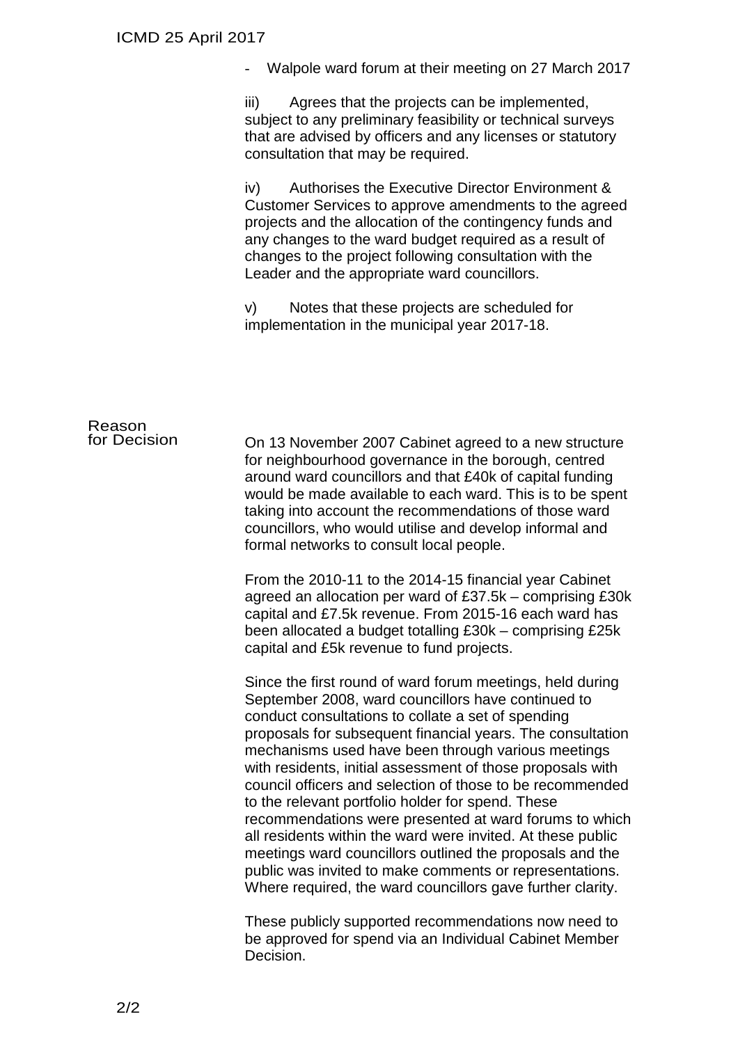- Walpole ward forum at their meeting on 27 March 2017

iii) Agrees that the projects can be implemented, subject to any preliminary feasibility or technical surveys that are advised by officers and any licenses or statutory consultation that may be required.

iv) Authorises the Executive Director Environment & Customer Services to approve amendments to the agreed projects and the allocation of the contingency funds and any changes to the ward budget required as a result of changes to the project following consultation with the Leader and the appropriate ward councillors.

v) Notes that these projects are scheduled for implementation in the municipal year 2017-18.

**Reason for Decision**

On 13 November 2007 Cabinet agreed to a new structure for neighbourhood governance in the borough, centred around ward councillors and that £40k of capital funding would be made available to each ward. This is to be spent taking into account the recommendations of those ward councillors, who would utilise and develop informal and formal networks to consult local people.

From the 2010-11 to the 2014-15 financial year Cabinet agreed an allocation per ward of £37.5k – comprising £30k capital and £7.5k revenue. From 2015-16 each ward has been allocated a budget totalling £30k – comprising £25k capital and £5k revenue to fund projects.

Since the first round of ward forum meetings, held during September 2008, ward councillors have continued to conduct consultations to collate a set of spending proposals for subsequent financial years. The consultation mechanisms used have been through various meetings with residents, initial assessment of those proposals with council officers and selection of those to be recommended to the relevant portfolio holder for spend. These recommendations were presented at ward forums to which all residents within the ward were invited. At these public meetings ward councillors outlined the proposals and the public was invited to make comments or representations. Where required, the ward councillors gave further clarity.

These publicly supported recommendations now need to be approved for spend via an Individual Cabinet Member Decision.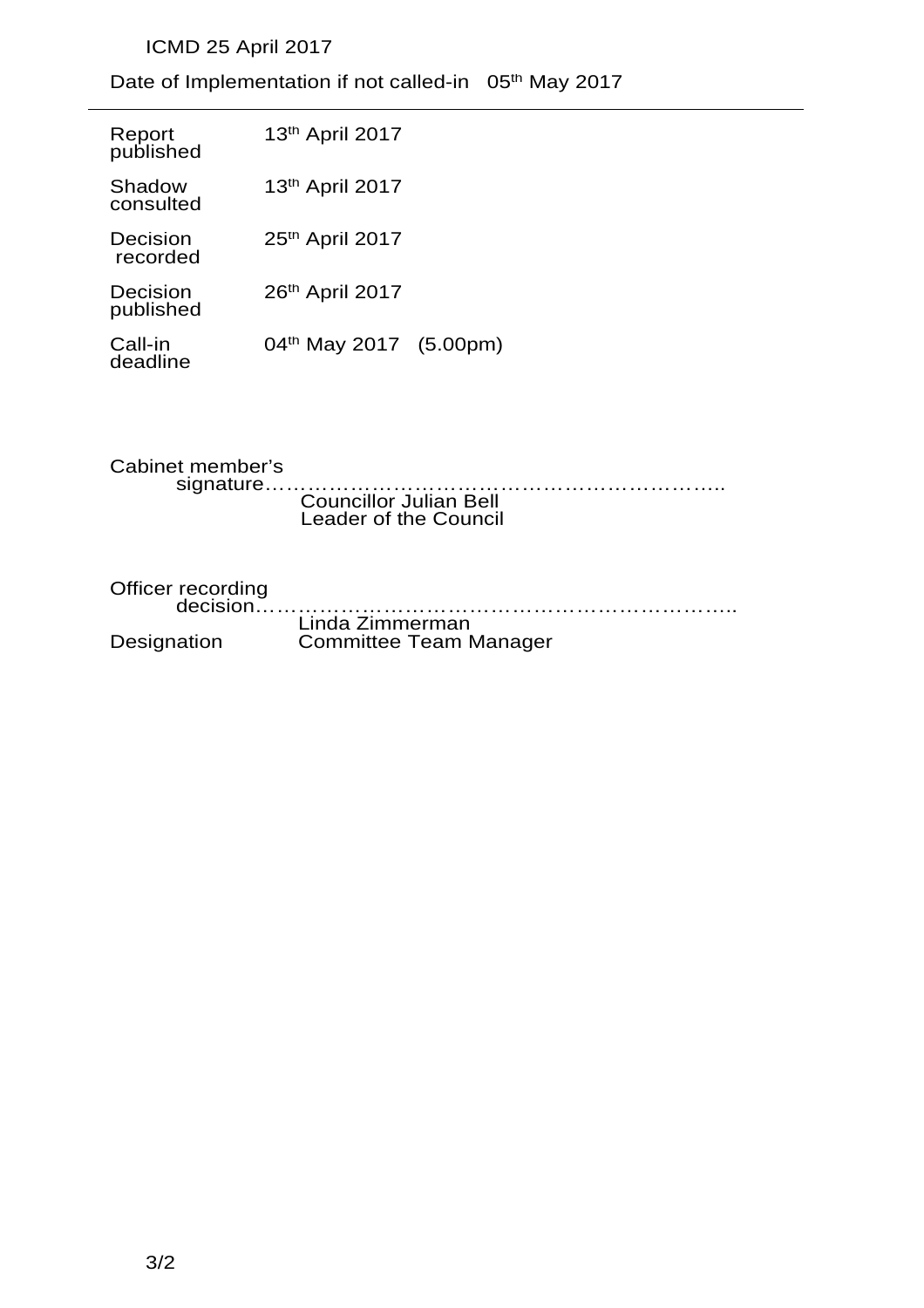ICMD 25 April 2017

Date of Implementation if not called-in 05th May 2017

---

| | |
|---|---|
| Report published | 13th April 2017 |
| Shadow consulted | 13th April 2017 |
| Decision recorded | 25th April 2017 |
| Decision published | 26th April 2017 |
| Call-in deadline | 04th May 2017 (5.00pm) |

Cabinet member's signature……………………………………………………….
Councillor Julian Bell
Leader of the Council

Officer recording decision………………………………………………………….
Linda Zimmerman

Designation Committee Team Manager

3/2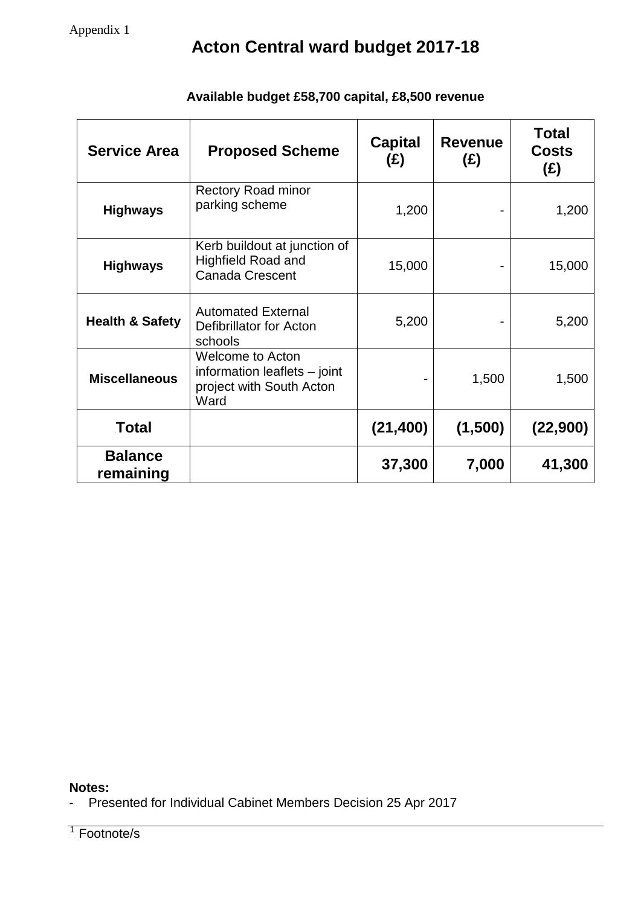Appendix 1

# Acton Central ward budget 2017-18

**Available budget £58,700 capital, £8,500 revenue**

| Service Area | Proposed Scheme | Capital (£) | Revenue (£) | Total Costs (£) |
|---|---|---|---|---|
| **Highways** | Rectory Road minor parking scheme | 1,200 | - | 1,200 |
| **Highways** | Kerb buildout at junction of Highfield Road and Canada Crescent | 15,000 | - | 15,000 |
| **Health & Safety** | Automated External Defibrillator for Acton schools | 5,200 | - | 5,200 |
| **Miscellaneous** | Welcome to Acton information leaflets – joint project with South Acton Ward | - | 1,500 | 1,500 |
| **Total** | | **(21,400)** | **(1,500)** | **(22,900)** |
| **Balance remaining** | | **37,300** | **7,000** | **41,300** |

**Notes:**

- Presented for Individual Cabinet Members Decision 25 Apr 2017

[1] Footnote/s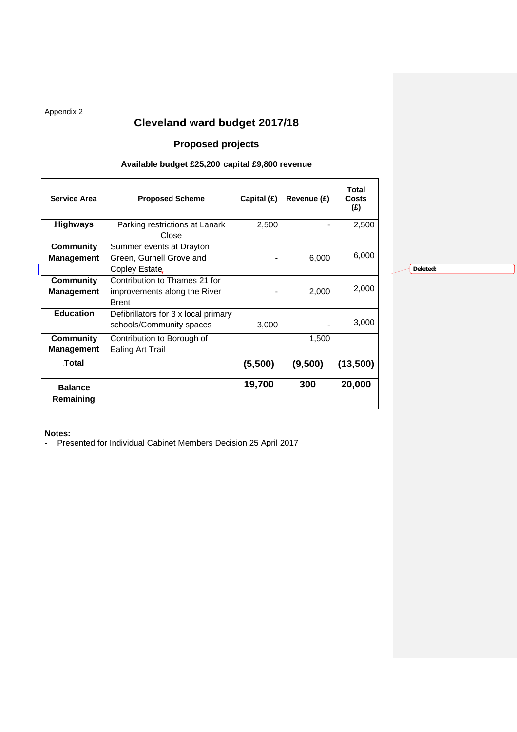Appendix 2

# Cleveland ward budget 2017/18

## Proposed projects

### Available budget £25,200 capital £9,800 revenue

| Service Area | Proposed Scheme | Capital (£) | Revenue (£) | Total Costs (£) |
|---|---|---|---|---|
| **Highways** | Parking restrictions at Lanark Close | 2,500 | - | 2,500 |
| **Community Management** | Summer events at Drayton Green, Gurnell Grove and Copley Estate | - | 6,000 | 6,000 |
| **Community Management** | Contribution to Thames 21 for improvements along the River Brent | - | 2,000 | 2,000 |
| **Education** | Defibrillators for 3 x local primary schools/Community spaces | 3,000 | - | 3,000 |
| **Community Management** | Contribution to Borough of Ealing Art Trail | | 1,500 | |
| **Total** | | **(5,500)** | **(9,500)** | **(13,500)** |
| **Balance Remaining** | | **19,700** | **300** | **20,000** |

Deleted:

**Notes:**

- Presented for Individual Cabinet Members Decision 25 April 2017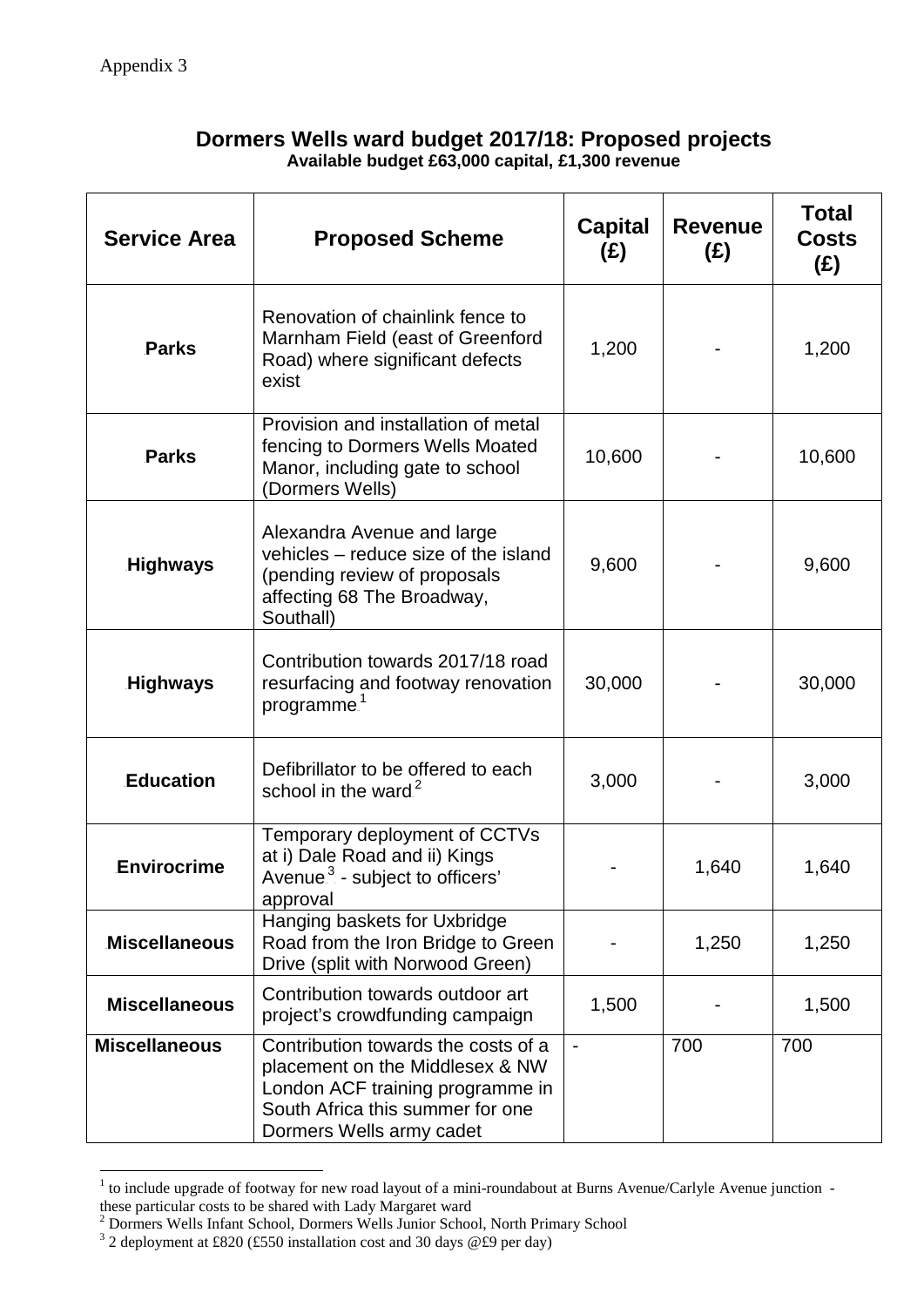Appendix 3

## Dormers Wells ward budget 2017/18: Proposed projects

**Available budget £63,000 capital, £1,300 revenue**

| Service Area | Proposed Scheme | Capital (£) | Revenue (£) | Total Costs (£) |
|---|---|---|---|---|
| Parks | Renovation of chainlink fence to Marnham Field (east of Greenford Road) where significant defects exist | 1,200 | - | 1,200 |
| Parks | Provision and installation of metal fencing to Dormers Wells Moated Manor, including gate to school (Dormers Wells) | 10,600 | - | 10,600 |
| Highways | Alexandra Avenue and large vehicles – reduce size of the island (pending review of proposals affecting 68 The Broadway, Southall) | 9,600 | - | 9,600 |
| Highways | Contribution towards 2017/18 road resurfacing and footway renovation programme[1] | 30,000 | - | 30,000 |
| Education | Defibrillator to be offered to each school in the ward[2] | 3,000 | - | 3,000 |
| Envirocrime | Temporary deployment of CCTVs at i) Dale Road and ii) Kings Avenue[3] - subject to officers' approval | - | 1,640 | 1,640 |
| Miscellaneous | Hanging baskets for Uxbridge Road from the Iron Bridge to Green Drive (split with Norwood Green) | - | 1,250 | 1,250 |
| Miscellaneous | Contribution towards outdoor art project's crowdfunding campaign | 1,500 | - | 1,500 |
| Miscellaneous | Contribution towards the costs of a placement on the Middlesex & NW London ACF training programme in South Africa this summer for one Dormers Wells army cadet | - | 700 | 700 |

[1] to include upgrade of footway for new road layout of a mini-roundabout at Burns Avenue/Carlyle Avenue junction - these particular costs to be shared with Lady Margaret ward

[2] Dormers Wells Infant School, Dormers Wells Junior School, North Primary School

[3] 2 deployment at £820 (£550 installation cost and 30 days @£9 per day)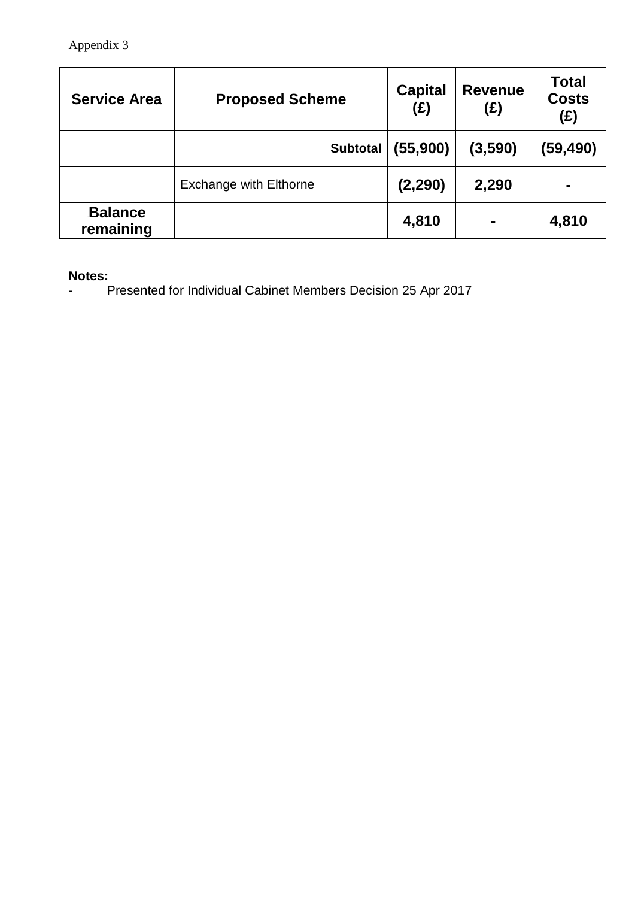Appendix 3

| Service Area | Proposed Scheme | Capital (£) | Revenue (£) | Total Costs (£) |
|---|---|---|---|---|
| | **Subtotal** | **(55,900)** | **(3,590)** | **(59,490)** |
| | Exchange with Elthorne | **(2,290)** | **2,290** | **-** |
| **Balance remaining** | | **4,810** | **-** | **4,810** |

**Notes:**

- Presented for Individual Cabinet Members Decision 25 Apr 2017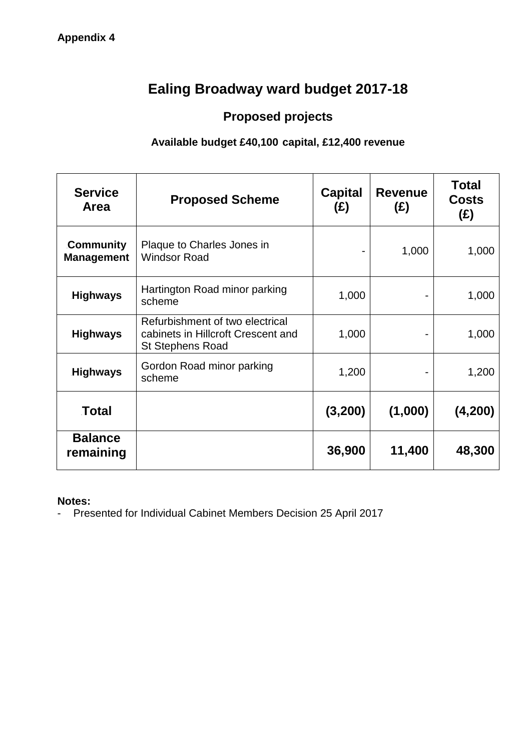**Appendix 4**

# Ealing Broadway ward budget 2017-18

## Proposed projects

### Available budget £40,100 capital, £12,400 revenue

| Service Area | Proposed Scheme | Capital (£) | Revenue (£) | Total Costs (£) |
|---|---|---|---|---|
| **Community Management** | Plaque to Charles Jones in Windsor Road | - | 1,000 | 1,000 |
| **Highways** | Hartington Road minor parking scheme | 1,000 | - | 1,000 |
| **Highways** | Refurbishment of two electrical cabinets in Hillcroft Crescent and St Stephens Road | 1,000 | - | 1,000 |
| **Highways** | Gordon Road minor parking scheme | 1,200 | - | 1,200 |
| **Total** | | **(3,200)** | **(1,000)** | **(4,200)** |
| **Balance remaining** | | **36,900** | **11,400** | **48,300** |

**Notes:**

- Presented for Individual Cabinet Members Decision 25 April 2017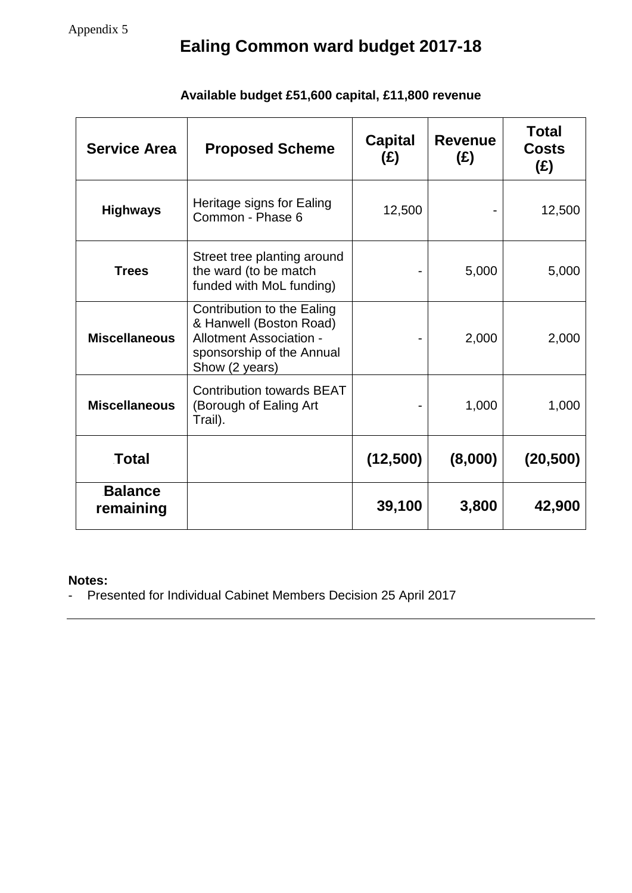Appendix 5

# Ealing Common ward budget 2017-18

**Available budget £51,600 capital, £11,800 revenue**

| Service Area | Proposed Scheme | Capital (£) | Revenue (£) | Total Costs (£) |
|---|---|---|---|---|
| **Highways** | Heritage signs for Ealing Common - Phase 6 | 12,500 | - | 12,500 |
| **Trees** | Street tree planting around the ward (to be match funded with MoL funding) | - | 5,000 | 5,000 |
| **Miscellaneous** | Contribution to the Ealing & Hanwell (Boston Road) Allotment Association - sponsorship of the Annual Show (2 years) | - | 2,000 | 2,000 |
| **Miscellaneous** | Contribution towards BEAT (Borough of Ealing Art Trail). | - | 1,000 | 1,000 |
| **Total** | | **(12,500)** | **(8,000)** | **(20,500)** |
| **Balance remaining** | | **39,100** | **3,800** | **42,900** |

**Notes:**

- Presented for Individual Cabinet Members Decision 25 April 2017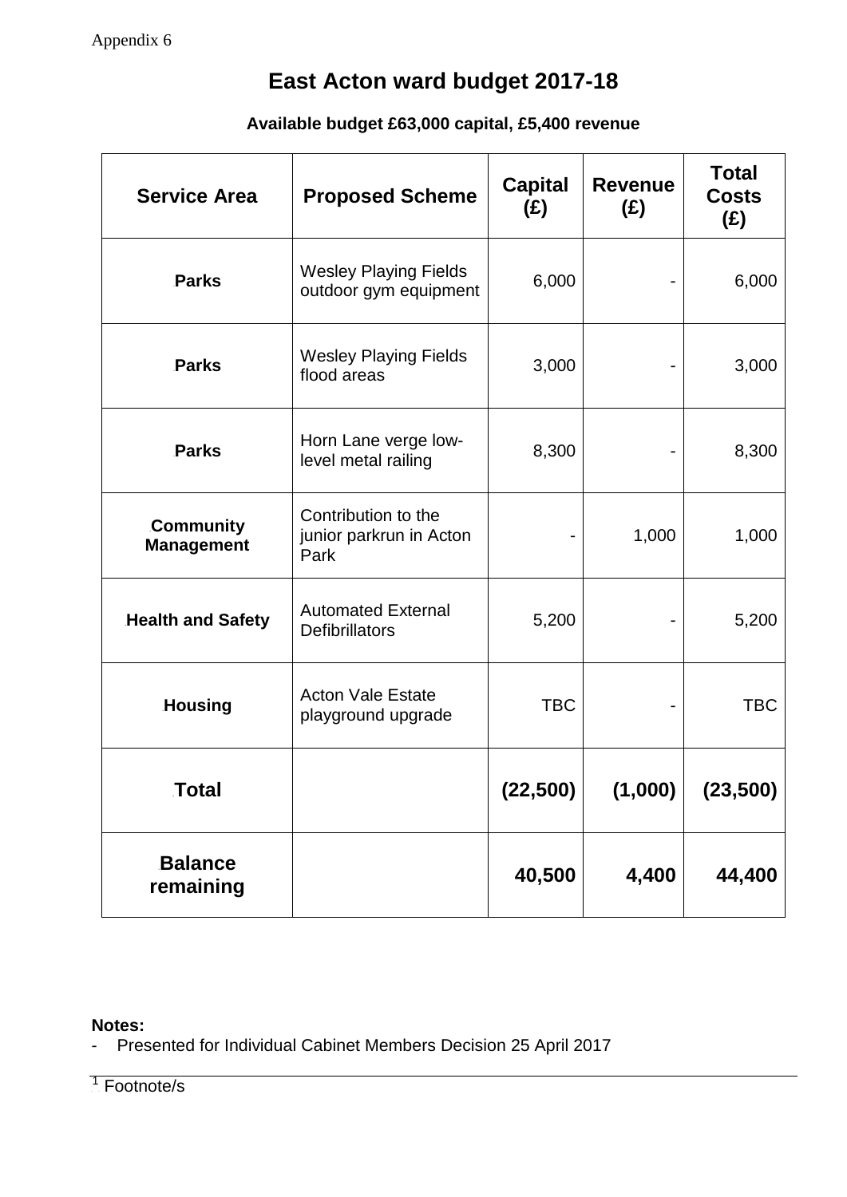Appendix 6

# East Acton ward budget 2017-18

### Available budget £63,000 capital, £5,400 revenue

| Service Area | Proposed Scheme | Capital (£) | Revenue (£) | Total Costs (£) |
|---|---|---|---|---|
| **Parks** | Wesley Playing Fields outdoor gym equipment | 6,000 | - | 6,000 |
| **Parks** | Wesley Playing Fields flood areas | 3,000 | - | 3,000 |
| **Parks** | Horn Lane verge low-level metal railing | 8,300 | - | 8,300 |
| **Community Management** | Contribution to the junior parkrun in Acton Park | - | 1,000 | 1,000 |
| **Health and Safety** | Automated External Defibrillators | 5,200 | - | 5,200 |
| **Housing** | Acton Vale Estate playground upgrade | TBC | - | TBC |
| **Total** | | **(22,500)** | **(1,000)** | **(23,500)** |
| **Balance remaining** | | **40,500** | **4,400** | **44,400** |

**Notes:**

- Presented for Individual Cabinet Members Decision 25 April 2017

[1] Footnote/s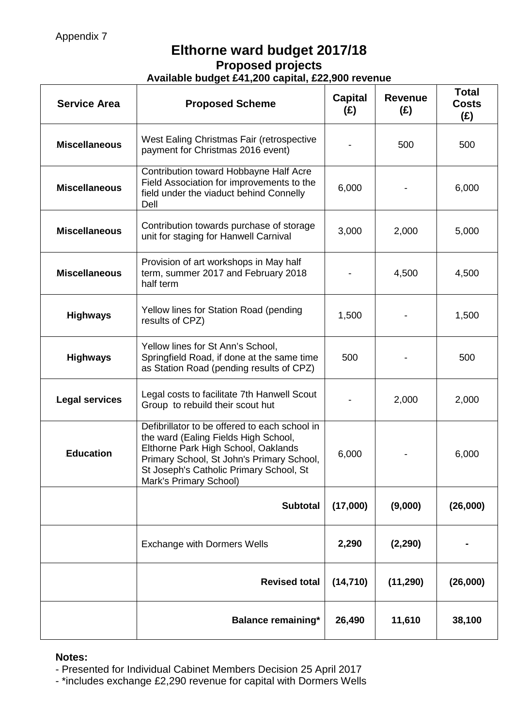Appendix 7

# Elthorne ward budget 2017/18

## Proposed projects

### Available budget £41,200 capital, £22,900 revenue

| Service Area | Proposed Scheme | Capital (£) | Revenue (£) | Total Costs (£) |
|---|---|---|---|---|
| **Miscellaneous** | West Ealing Christmas Fair (retrospective payment for Christmas 2016 event) | - | 500 | 500 |
| **Miscellaneous** | Contribution toward Hobbayne Half Acre Field Association for improvements to the field under the viaduct behind Connelly Dell | 6,000 | - | 6,000 |
| **Miscellaneous** | Contribution towards purchase of storage unit for staging for Hanwell Carnival | 3,000 | 2,000 | 5,000 |
| **Miscellaneous** | Provision of art workshops in May half term, summer 2017 and February 2018 half term | - | 4,500 | 4,500 |
| **Highways** | Yellow lines for Station Road (pending results of CPZ) | 1,500 | - | 1,500 |
| **Highways** | Yellow lines for St Ann's School, Springfield Road, if done at the same time as Station Road (pending results of CPZ) | 500 | - | 500 |
| **Legal services** | Legal costs to facilitate 7th Hanwell Scout Group to rebuild their scout hut | - | 2,000 | 2,000 |
| **Education** | Defibrillator to be offered to each school in the ward (Ealing Fields High School, Elthorne Park High School, Oaklands Primary School, St John's Primary School, St Joseph's Catholic Primary School, St Mark's Primary School) | 6,000 | - | 6,000 |
| | **Subtotal** | **(17,000)** | **(9,000)** | **(26,000)** |
| | Exchange with Dormers Wells | **2,290** | **(2,290)** | **-** |
| | **Revised total** | **(14,710)** | **(11,290)** | **(26,000)** |
| | **Balance remaining*** | **26,490** | **11,610** | **38,100** |

**Notes:**

- Presented for Individual Cabinet Members Decision 25 April 2017
- *includes exchange £2,290 revenue for capital with Dormers Wells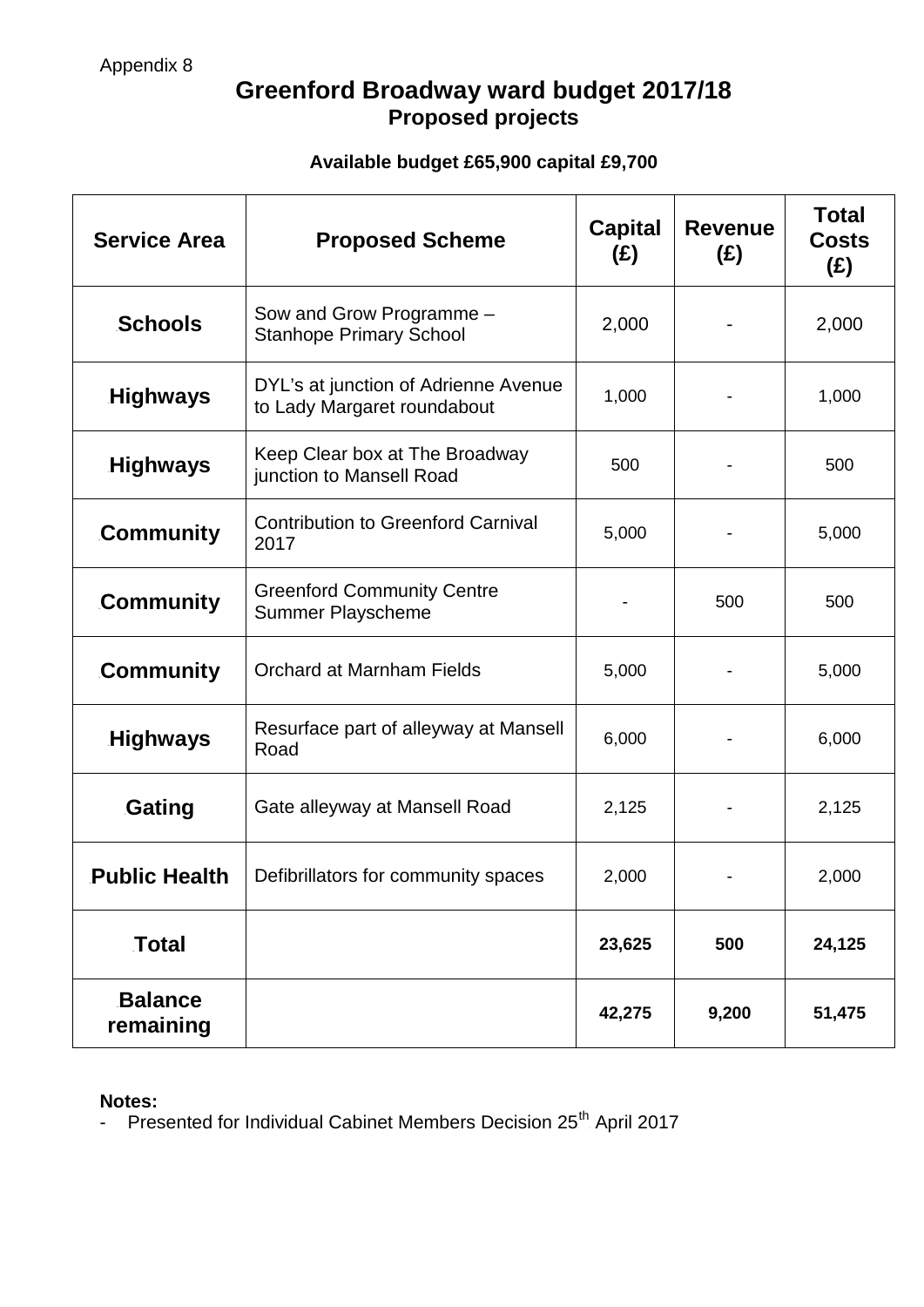Appendix 8

# Greenford Broadway ward budget 2017/18
## Proposed projects

**Available budget £65,900 capital £9,700**

| Service Area | Proposed Scheme | Capital (£) | Revenue (£) | Total Costs (£) |
|---|---|---|---|---|
| **Schools** | Sow and Grow Programme – Stanhope Primary School | 2,000 | - | 2,000 |
| **Highways** | DYL's at junction of Adrienne Avenue to Lady Margaret roundabout | 1,000 | - | 1,000 |
| **Highways** | Keep Clear box at The Broadway junction to Mansell Road | 500 | - | 500 |
| **Community** | Contribution to Greenford Carnival 2017 | 5,000 | - | 5,000 |
| **Community** | Greenford Community Centre Summer Playscheme | - | 500 | 500 |
| **Community** | Orchard at Marnham Fields | 5,000 | - | 5,000 |
| **Highways** | Resurface part of alleyway at Mansell Road | 6,000 | - | 6,000 |
| **Gating** | Gate alleyway at Mansell Road | 2,125 | - | 2,125 |
| **Public Health** | Defibrillators for community spaces | 2,000 | - | 2,000 |
| **Total** | | **23,625** | **500** | **24,125** |
| **Balance remaining** | | **42,275** | **9,200** | **51,475** |

**Notes:**

- Presented for Individual Cabinet Members Decision 25th April 2017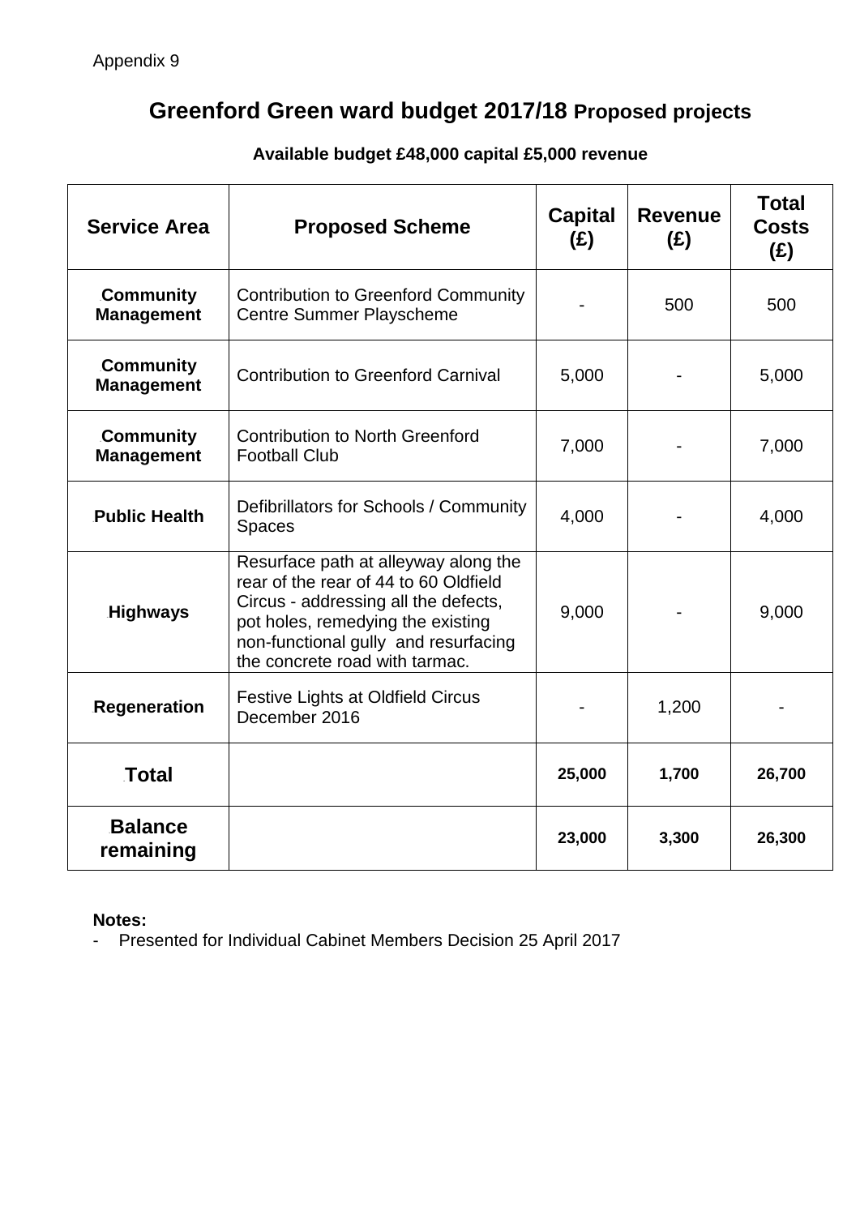Appendix 9

# Greenford Green ward budget 2017/18 Proposed projects

**Available budget £48,000 capital £5,000 revenue**

| Service Area | Proposed Scheme | Capital (£) | Revenue (£) | Total Costs (£) |
|---|---|---|---|---|
| **Community Management** | Contribution to Greenford Community Centre Summer Playscheme | - | 500 | 500 |
| **Community Management** | Contribution to Greenford Carnival | 5,000 | - | 5,000 |
| **Community Management** | Contribution to North Greenford Football Club | 7,000 | - | 7,000 |
| **Public Health** | Defibrillators for Schools / Community Spaces | 4,000 | - | 4,000 |
| **Highways** | Resurface path at alleyway along the rear of the rear of 44 to 60 Oldfield Circus - addressing all the defects, pot holes, remedying the existing non-functional gully and resurfacing the concrete road with tarmac. | 9,000 | - | 9,000 |
| **Regeneration** | Festive Lights at Oldfield Circus December 2016 | - | 1,200 | - |
| **Total** | | **25,000** | **1,700** | **26,700** |
| **Balance remaining** | | **23,000** | **3,300** | **26,300** |

**Notes:**

- Presented for Individual Cabinet Members Decision 25 April 2017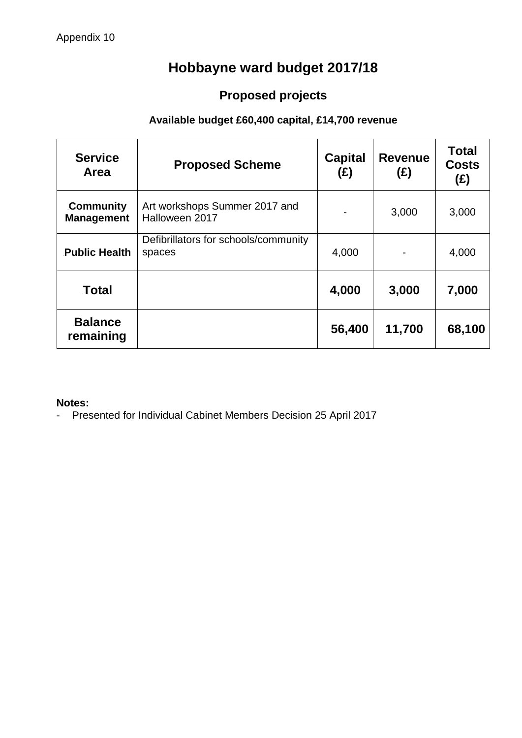Appendix 10

# Hobbayne ward budget 2017/18

## Proposed projects

### Available budget £60,400 capital, £14,700 revenue

| Service Area | Proposed Scheme | Capital (£) | Revenue (£) | Total Costs (£) |
|---|---|---|---|---|
| **Community Management** | Art workshops Summer 2017 and Halloween 2017 | - | 3,000 | 3,000 |
| **Public Health** | Defibrillators for schools/community spaces | 4,000 | - | 4,000 |
| **Total** | | **4,000** | **3,000** | **7,000** |
| **Balance remaining** | | **56,400** | **11,700** | **68,100** |

**Notes:**

- Presented for Individual Cabinet Members Decision 25 April 2017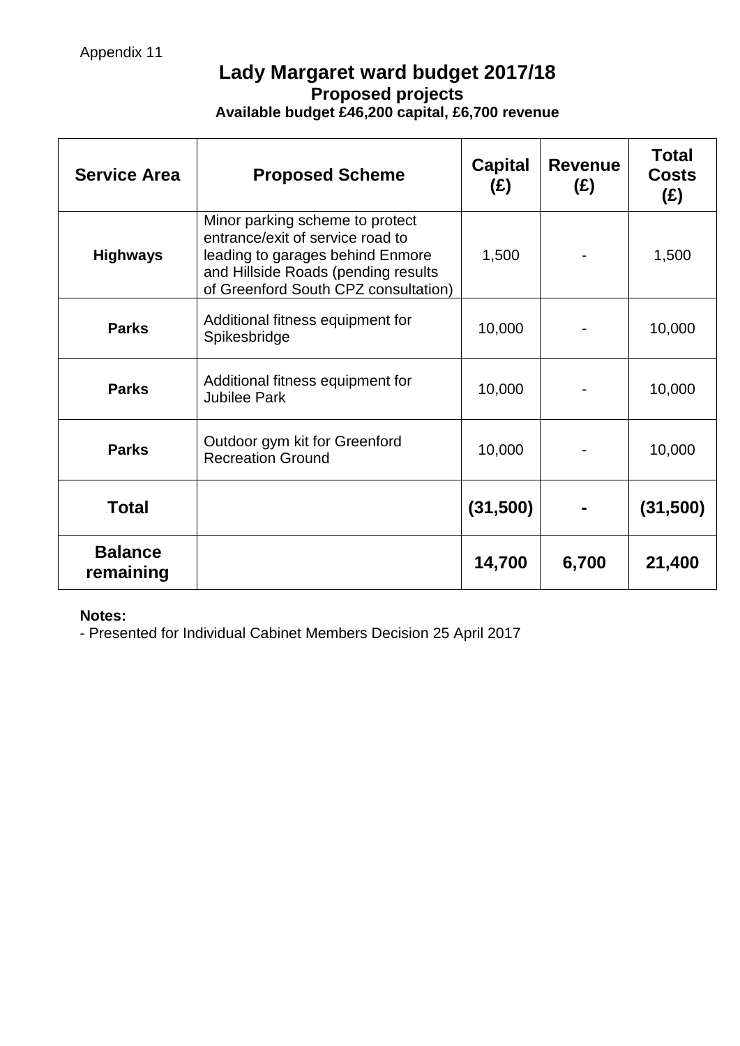Appendix 11

# Lady Margaret ward budget 2017/18

## Proposed projects

### Available budget £46,200 capital, £6,700 revenue

| Service Area | Proposed Scheme | Capital (£) | Revenue (£) | Total Costs (£) |
|---|---|---|---|---|
| Highways | Minor parking scheme to protect entrance/exit of service road to leading to garages behind Enmore and Hillside Roads (pending results of Greenford South CPZ consultation) | 1,500 | - | 1,500 |
| Parks | Additional fitness equipment for Spikesbridge | 10,000 | - | 10,000 |
| Parks | Additional fitness equipment for Jubilee Park | 10,000 | - | 10,000 |
| Parks | Outdoor gym kit for Greenford Recreation Ground | 10,000 | - | 10,000 |
| **Total** | | **(31,500)** | **-** | **(31,500)** |
| **Balance remaining** | | **14,700** | **6,700** | **21,400** |

**Notes:**

- Presented for Individual Cabinet Members Decision 25 April 2017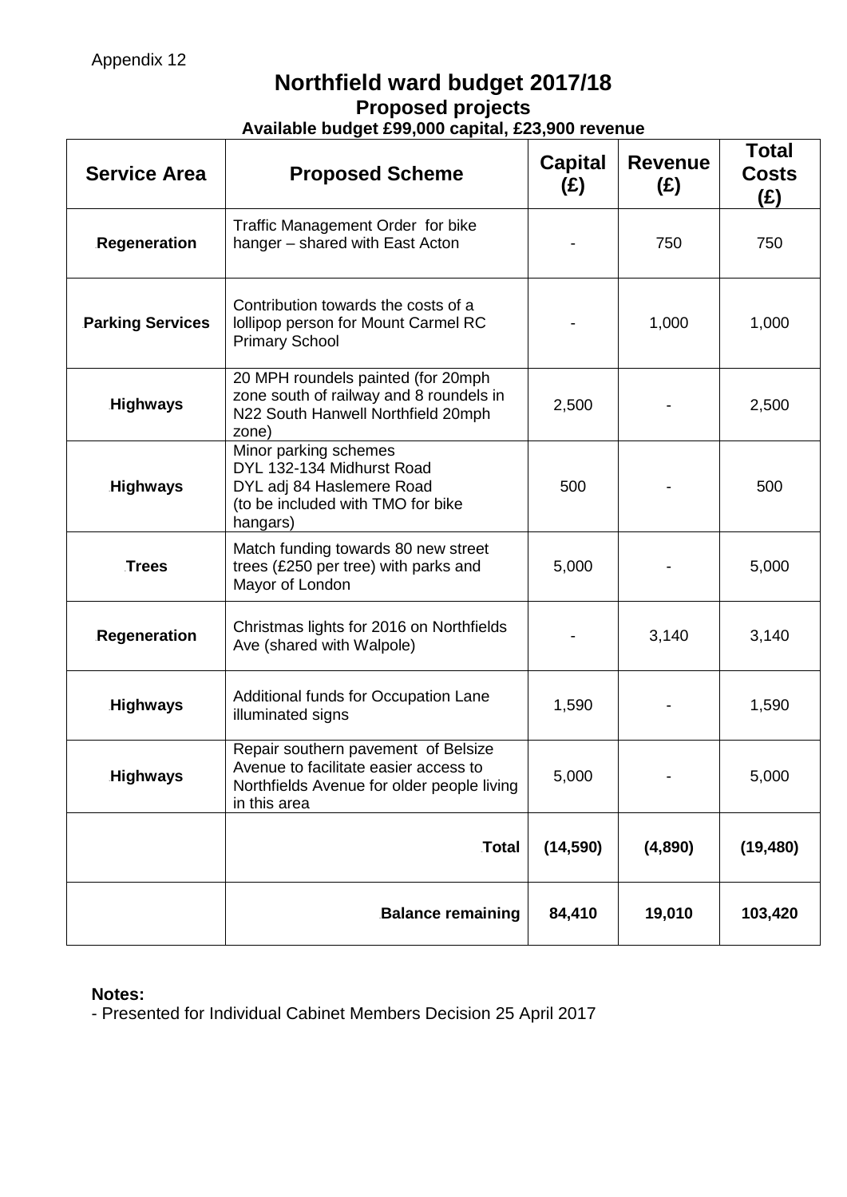Appendix 12

# Northfield ward budget 2017/18

## Proposed projects

**Available budget £99,000 capital, £23,900 revenue**

| Service Area | Proposed Scheme | Capital (£) | Revenue (£) | Total Costs (£) |
|---|---|---|---|---|
| **Regeneration** | Traffic Management Order for bike hanger – shared with East Acton | - | 750 | 750 |
| **Parking Services** | Contribution towards the costs of a lollipop person for Mount Carmel RC Primary School | - | 1,000 | 1,000 |
| **Highways** | 20 MPH roundels painted (for 20mph zone south of railway and 8 roundels in N22 South Hanwell Northfield 20mph zone) | 2,500 | - | 2,500 |
| **Highways** | Minor parking schemes<br>DYL 132-134 Midhurst Road<br>DYL adj 84 Haslemere Road<br>(to be included with TMO for bike hangars) | 500 | - | 500 |
| **Trees** | Match funding towards 80 new street trees (£250 per tree) with parks and Mayor of London | 5,000 | - | 5,000 |
| **Regeneration** | Christmas lights for 2016 on Northfields Ave (shared with Walpole) | - | 3,140 | 3,140 |
| **Highways** | Additional funds for Occupation Lane illuminated signs | 1,590 | - | 1,590 |
| **Highways** | Repair southern pavement of Belsize Avenue to facilitate easier access to Northfields Avenue for older people living in this area | 5,000 | - | 5,000 |
| | **Total** | **(14,590)** | **(4,890)** | **(19,480)** |
| | **Balance remaining** | **84,410** | **19,010** | **103,420** |

**Notes:**

- Presented for Individual Cabinet Members Decision 25 April 2017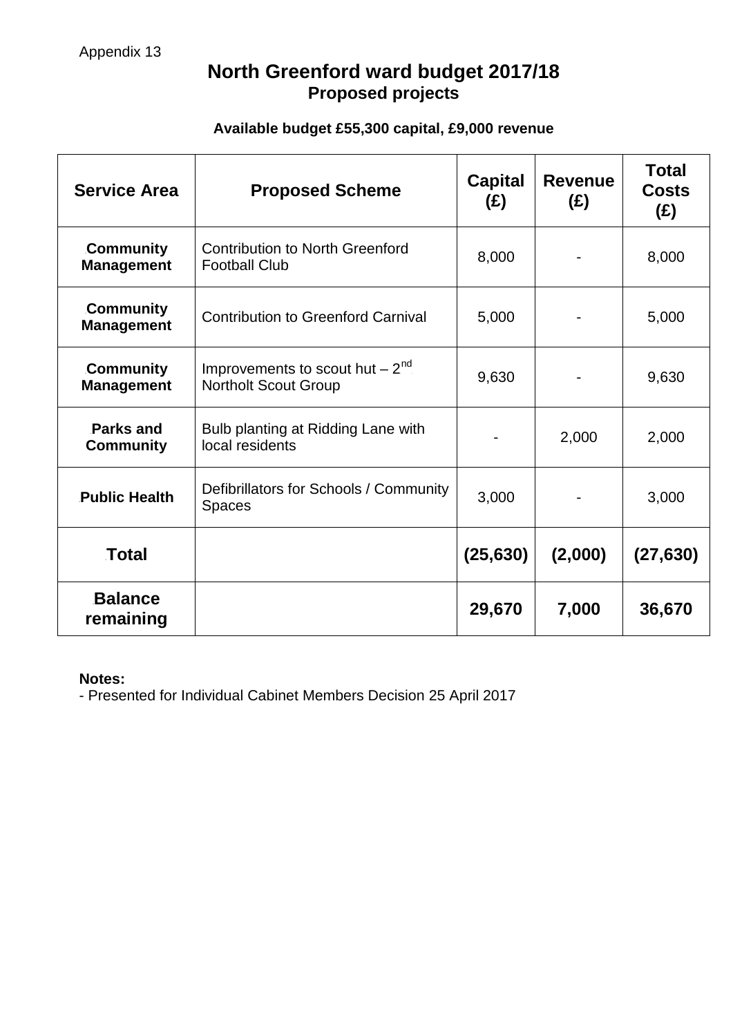Appendix 13

# North Greenford ward budget 2017/18
## Proposed projects

**Available budget £55,300 capital, £9,000 revenue**

| Service Area | Proposed Scheme | Capital (£) | Revenue (£) | Total Costs (£) |
|---|---|---|---|---|
| **Community Management** | Contribution to North Greenford Football Club | 8,000 | - | 8,000 |
| **Community Management** | Contribution to Greenford Carnival | 5,000 | - | 5,000 |
| **Community Management** | Improvements to scout hut – 2nd Northolt Scout Group | 9,630 | - | 9,630 |
| **Parks and Community** | Bulb planting at Ridding Lane with local residents | - | 2,000 | 2,000 |
| **Public Health** | Defibrillators for Schools / Community Spaces | 3,000 | - | 3,000 |
| **Total** | | **(25,630)** | **(2,000)** | **(27,630)** |
| **Balance remaining** | | **29,670** | **7,000** | **36,670** |

**Notes:**

- Presented for Individual Cabinet Members Decision 25 April 2017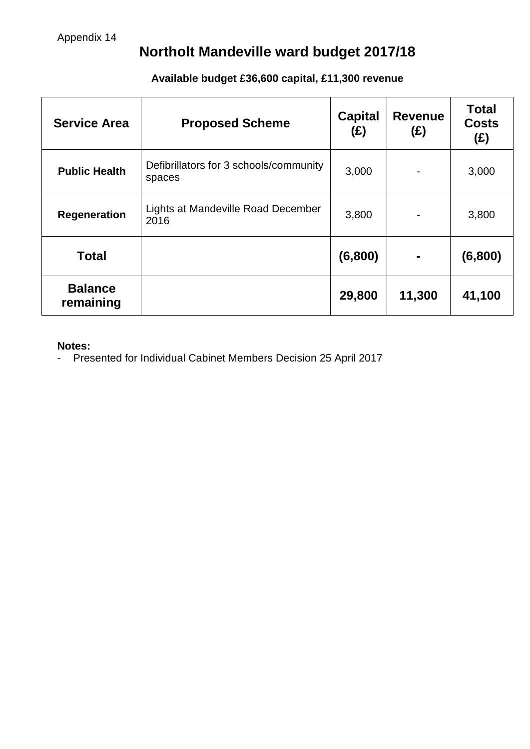Appendix 14

# Northolt Mandeville ward budget 2017/18

**Available budget £36,600 capital, £11,300 revenue**

| Service Area | Proposed Scheme | Capital (£) | Revenue (£) | Total Costs (£) |
|---|---|---|---|---|
| **Public Health** | Defibrillators for 3 schools/community spaces | 3,000 | - | 3,000 |
| **Regeneration** | Lights at Mandeville Road December 2016 | 3,800 | - | 3,800 |
| **Total** | | **(6,800)** | **-** | **(6,800)** |
| **Balance remaining** | | **29,800** | **11,300** | **41,100** |

**Notes:**

- Presented for Individual Cabinet Members Decision 25 April 2017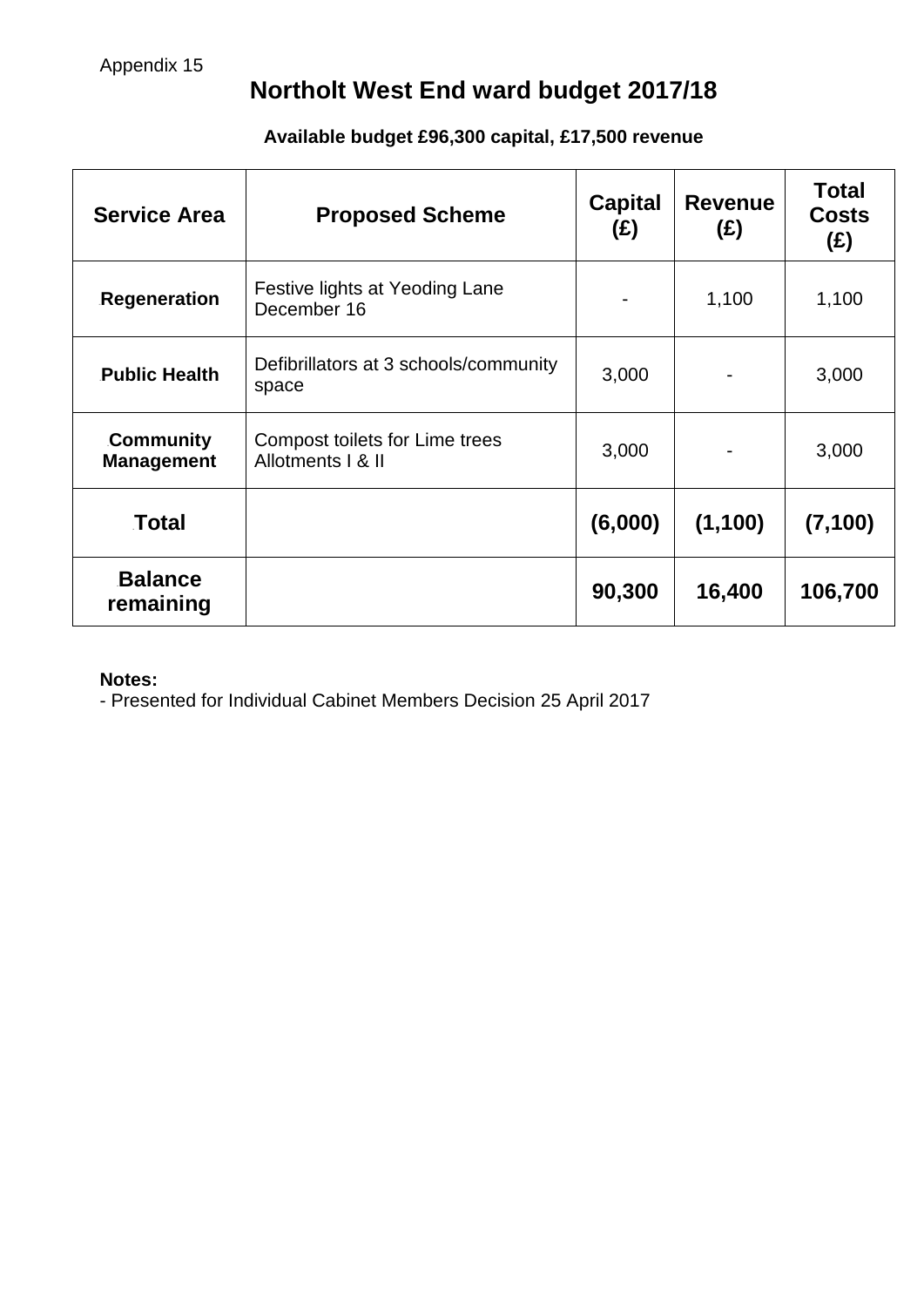Appendix 15

# Northolt West End ward budget 2017/18

**Available budget £96,300 capital, £17,500 revenue**

| Service Area | Proposed Scheme | Capital (£) | Revenue (£) | Total Costs (£) |
|---|---|---|---|---|
| **Regeneration** | Festive lights at Yeoding Lane December 16 | - | 1,100 | 1,100 |
| **Public Health** | Defibrillators at 3 schools/community space | 3,000 | - | 3,000 |
| **Community Management** | Compost toilets for Lime trees Allotments I & II | 3,000 | - | 3,000 |
| **Total** | | **(6,000)** | **(1,100)** | **(7,100)** |
| **Balance remaining** | | **90,300** | **16,400** | **106,700** |

**Notes:**
- Presented for Individual Cabinet Members Decision 25 April 2017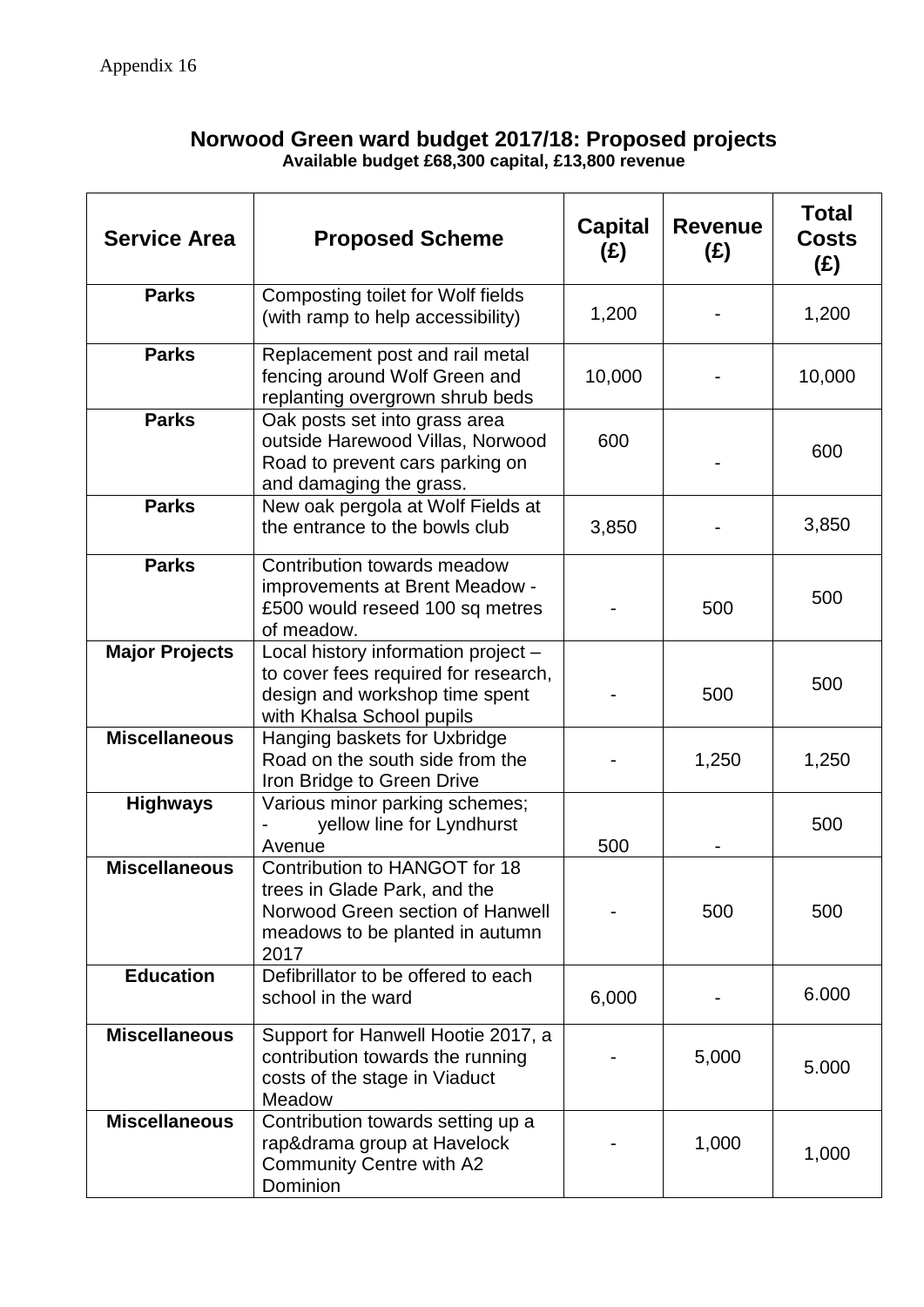Appendix 16

## Norwood Green ward budget 2017/18: Proposed projects

**Available budget £68,300 capital, £13,800 revenue**

| Service Area | Proposed Scheme | Capital (£) | Revenue (£) | Total Costs (£) |
|---|---|---|---|---|
| **Parks** | Composting toilet for Wolf fields (with ramp to help accessibility) | 1,200 | - | 1,200 |
| **Parks** | Replacement post and rail metal fencing around Wolf Green and replanting overgrown shrub beds | 10,000 | - | 10,000 |
| **Parks** | Oak posts set into grass area outside Harewood Villas, Norwood Road to prevent cars parking on and damaging the grass. | 600 | - | 600 |
| **Parks** | New oak pergola at Wolf Fields at the entrance to the bowls club | 3,850 | - | 3,850 |
| **Parks** | Contribution towards meadow improvements at Brent Meadow - £500 would reseed 100 sq metres of meadow. | - | 500 | 500 |
| **Major Projects** | Local history information project – to cover fees required for research, design and workshop time spent with Khalsa School pupils | - | 500 | 500 |
| **Miscellaneous** | Hanging baskets for Uxbridge Road on the south side from the Iron Bridge to Green Drive | - | 1,250 | 1,250 |
| **Highways** | Various minor parking schemes; - yellow line for Lyndhurst Avenue | 500 | - | 500 |
| **Miscellaneous** | Contribution to HANGOT for 18 trees in Glade Park, and the Norwood Green section of Hanwell meadows to be planted in autumn 2017 | - | 500 | 500 |
| **Education** | Defibrillator to be offered to each school in the ward | 6,000 | - | 6.000 |
| **Miscellaneous** | Support for Hanwell Hootie 2017, a contribution towards the running costs of the stage in Viaduct Meadow | - | 5,000 | 5.000 |
| **Miscellaneous** | Contribution towards setting up a rap&drama group at Havelock Community Centre with A2 Dominion | - | 1,000 | 1,000 |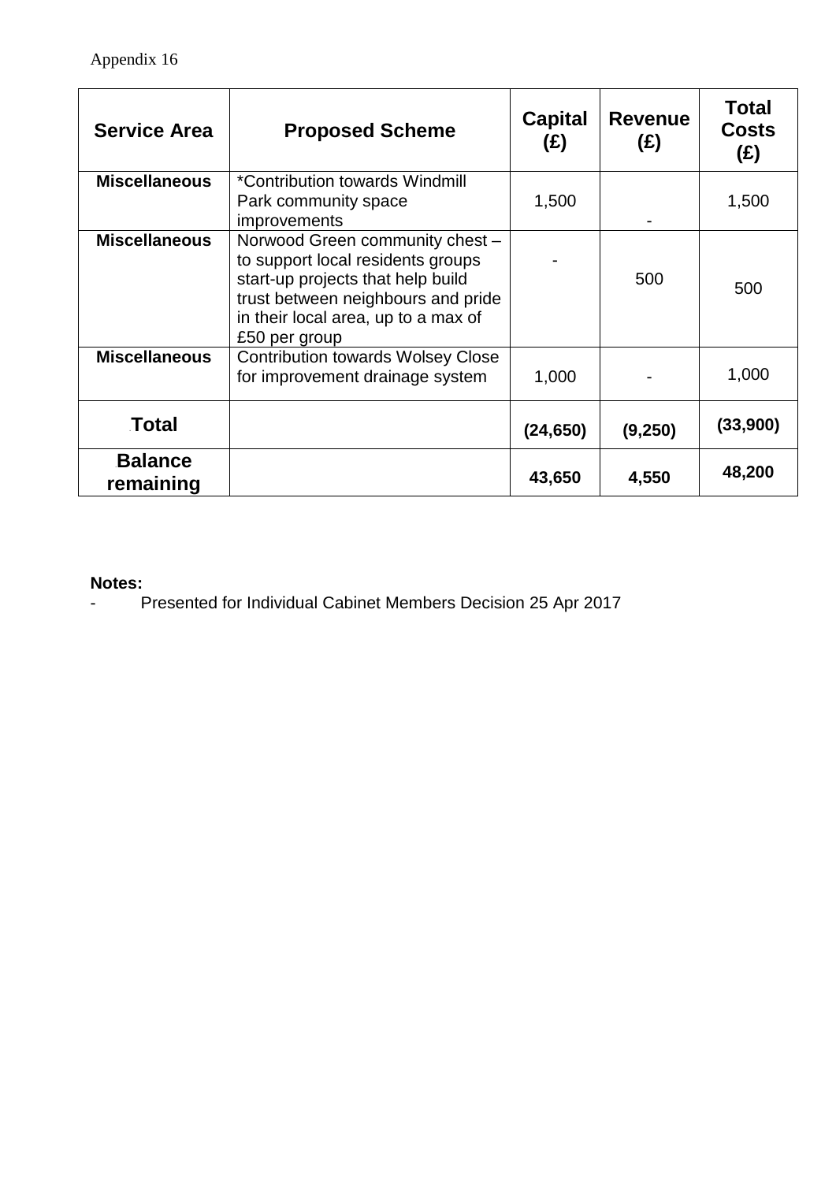Appendix 16

| Service Area | Proposed Scheme | Capital (£) | Revenue (£) | Total Costs (£) |
|---|---|---|---|---|
| **Miscellaneous** | *Contribution towards Windmill Park community space improvements | 1,500 | - | 1,500 |
| **Miscellaneous** | Norwood Green community chest – to support local residents groups start-up projects that help build trust between neighbours and pride in their local area, up to a max of £50 per group | - | 500 | 500 |
| **Miscellaneous** | Contribution towards Wolsey Close for improvement drainage system | 1,000 | - | 1,000 |
| **Total** | | **(24,650)** | **(9,250)** | **(33,900)** |
| **Balance remaining** | | **43,650** | **4,550** | **48,200** |

**Notes:**

- Presented for Individual Cabinet Members Decision 25 Apr 2017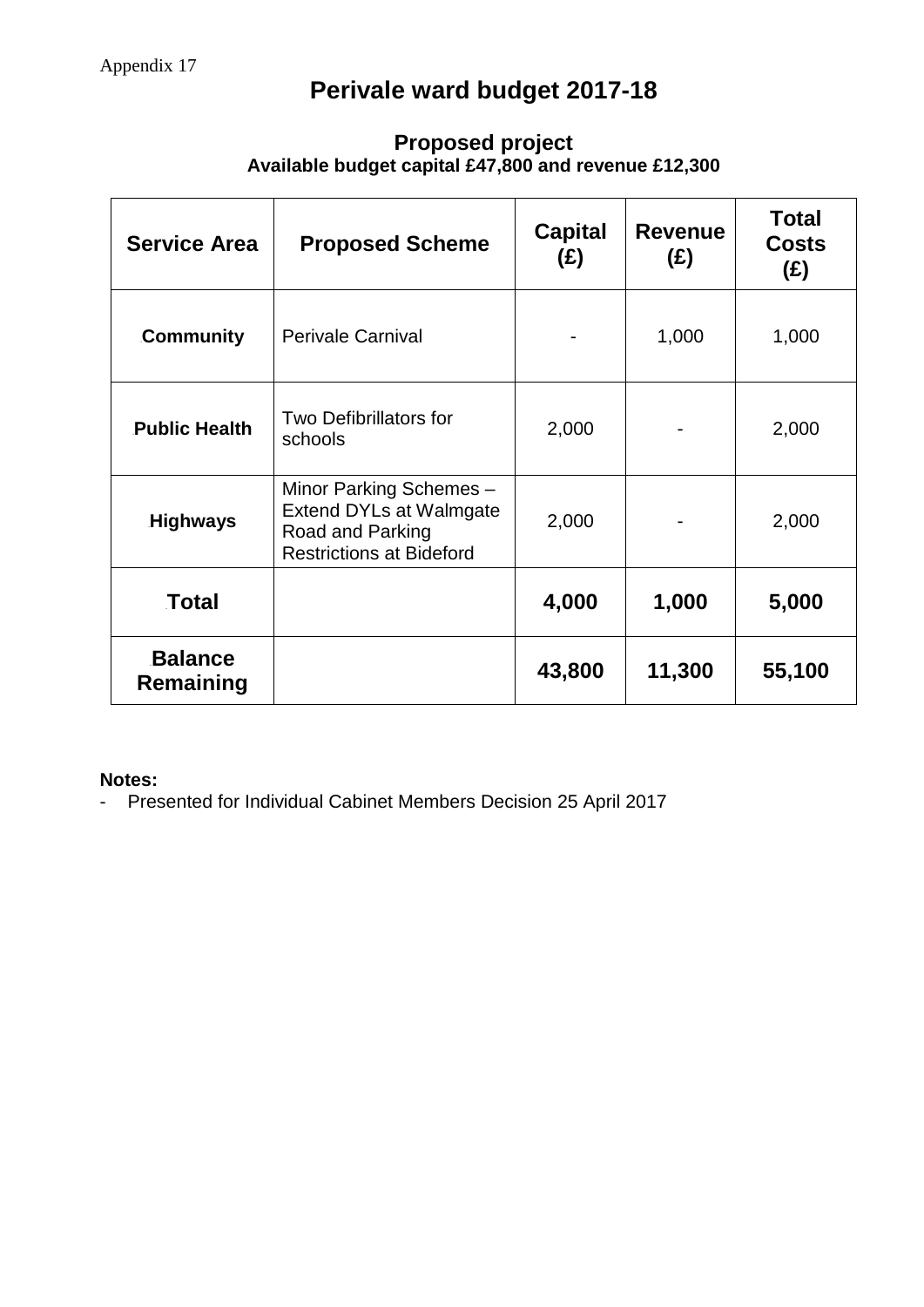Appendix 17

# Perivale ward budget 2017-18

## Proposed project

**Available budget capital £47,800 and revenue £12,300**

| Service Area | Proposed Scheme | Capital (£) | Revenue (£) | Total Costs (£) |
|---|---|---|---|---|
| **Community** | Perivale Carnival | - | 1,000 | 1,000 |
| **Public Health** | Two Defibrillators for schools | 2,000 | - | 2,000 |
| **Highways** | Minor Parking Schemes – Extend DYLs at Walmgate Road and Parking Restrictions at Bideford | 2,000 | - | 2,000 |
| **Total** | | **4,000** | **1,000** | **5,000** |
| **Balance Remaining** | | **43,800** | **11,300** | **55,100** |

**Notes:**

- Presented for Individual Cabinet Members Decision 25 April 2017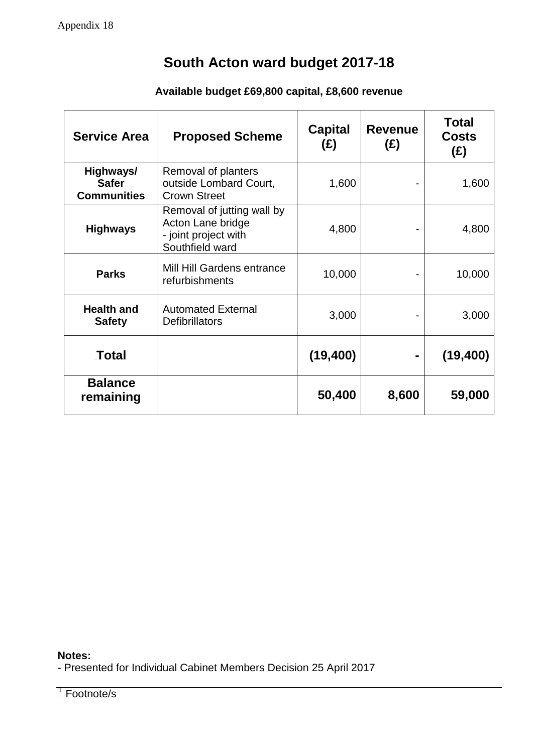Appendix 18

# South Acton ward budget 2017-18

**Available budget £69,800 capital, £8,600 revenue**

| Service Area | Proposed Scheme | Capital (£) | Revenue (£) | Total Costs (£) |
|---|---|---|---|---|
| **Highways/ Safer Communities** | Removal of planters outside Lombard Court, Crown Street | 1,600 | - | 1,600 |
| **Highways** | Removal of jutting wall by Acton Lane bridge - joint project with Southfield ward | 4,800 | - | 4,800 |
| **Parks** | Mill Hill Gardens entrance refurbishments | 10,000 | - | 10,000 |
| **Health and Safety** | Automated External Defibrillators | 3,000 | - | 3,000 |
| **Total** | | **(19,400)** | **-** | **(19,400)** |
| **Balance remaining** | | **50,400** | **8,600** | **59,000** |

**Notes:**
- Presented for Individual Cabinet Members Decision 25 April 2017

[1] Footnote/s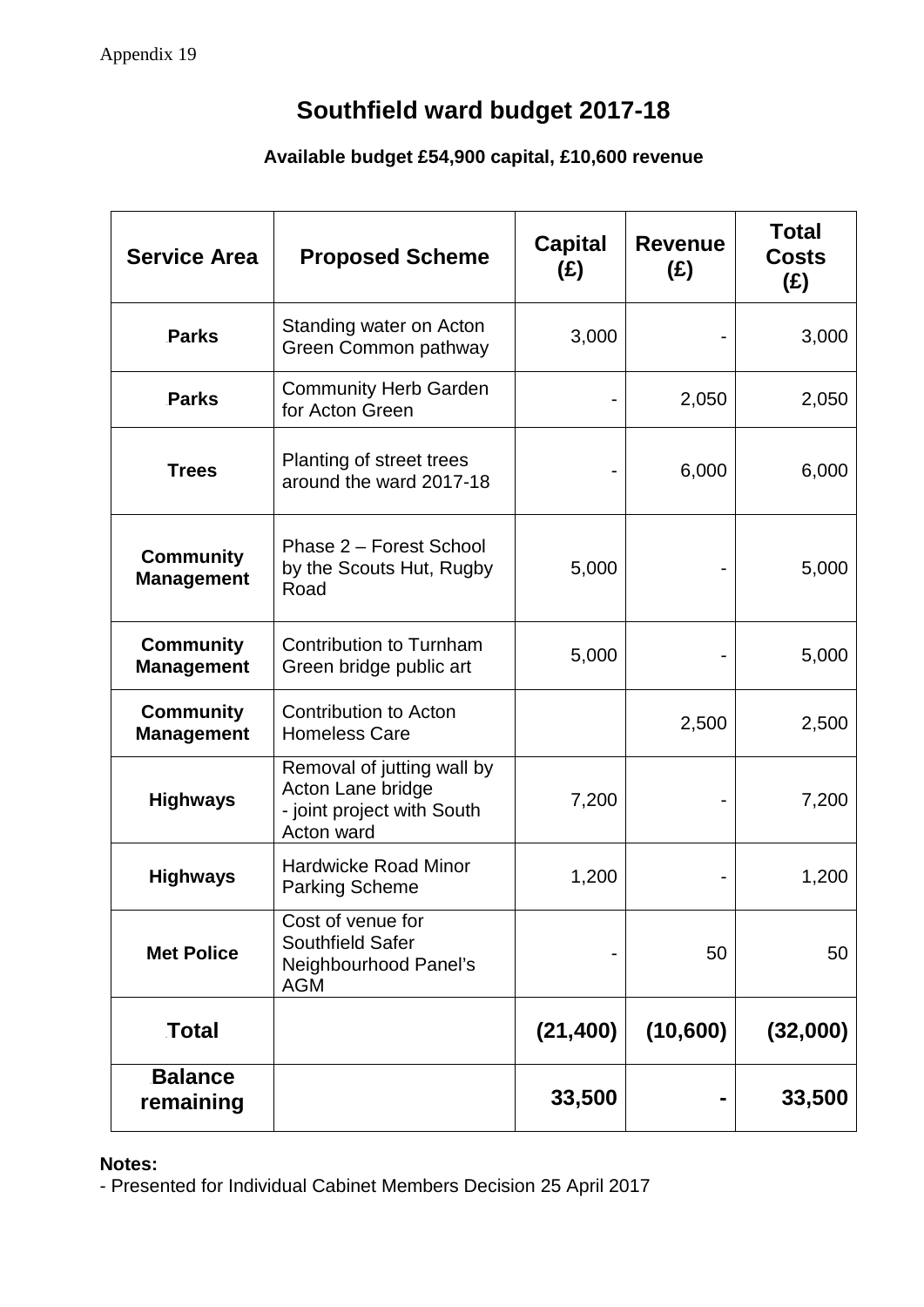Appendix 19

# Southfield ward budget 2017-18

**Available budget £54,900 capital, £10,600 revenue**

| Service Area | Proposed Scheme | Capital (£) | Revenue (£) | Total Costs (£) |
|---|---|---|---|---|
| **Parks** | Standing water on Acton Green Common pathway | 3,000 | - | 3,000 |
| **Parks** | Community Herb Garden for Acton Green | - | 2,050 | 2,050 |
| **Trees** | Planting of street trees around the ward 2017-18 | - | 6,000 | 6,000 |
| **Community Management** | Phase 2 – Forest School by the Scouts Hut, Rugby Road | 5,000 | - | 5,000 |
| **Community Management** | Contribution to Turnham Green bridge public art | 5,000 | - | 5,000 |
| **Community Management** | Contribution to Acton Homeless Care | | 2,500 | 2,500 |
| **Highways** | Removal of jutting wall by Acton Lane bridge - joint project with South Acton ward | 7,200 | - | 7,200 |
| **Highways** | Hardwicke Road Minor Parking Scheme | 1,200 | - | 1,200 |
| **Met Police** | Cost of venue for Southfield Safer Neighbourhood Panel's AGM | - | 50 | 50 |
| **Total** | | **(21,400)** | **(10,600)** | **(32,000)** |
| **Balance remaining** | | **33,500** | **-** | **33,500** |

**Notes:**
- Presented for Individual Cabinet Members Decision 25 April 2017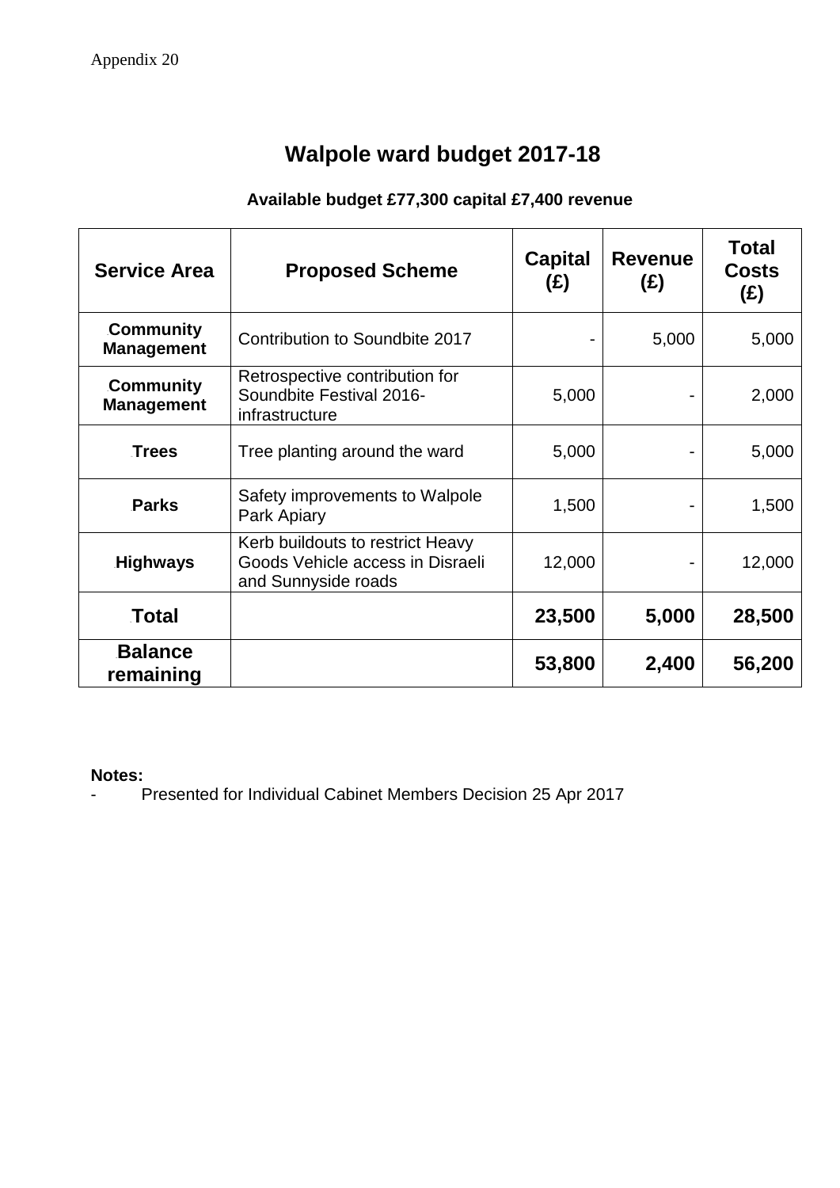Appendix 20

# Walpole ward budget 2017-18

**Available budget £77,300 capital £7,400 revenue**

| Service Area | Proposed Scheme | Capital (£) | Revenue (£) | Total Costs (£) |
|---|---|---|---|---|
| **Community Management** | Contribution to Soundbite 2017 | - | 5,000 | 5,000 |
| **Community Management** | Retrospective contribution for Soundbite Festival 2016-infrastructure | 5,000 | - | 2,000 |
| **Trees** | Tree planting around the ward | 5,000 | - | 5,000 |
| **Parks** | Safety improvements to Walpole Park Apiary | 1,500 | - | 1,500 |
| **Highways** | Kerb buildouts to restrict Heavy Goods Vehicle access in Disraeli and Sunnyside roads | 12,000 | - | 12,000 |
| **Total** | | **23,500** | **5,000** | **28,500** |
| **Balance remaining** | | **53,800** | **2,400** | **56,200** |

**Notes:**

- Presented for Individual Cabinet Members Decision 25 Apr 2017